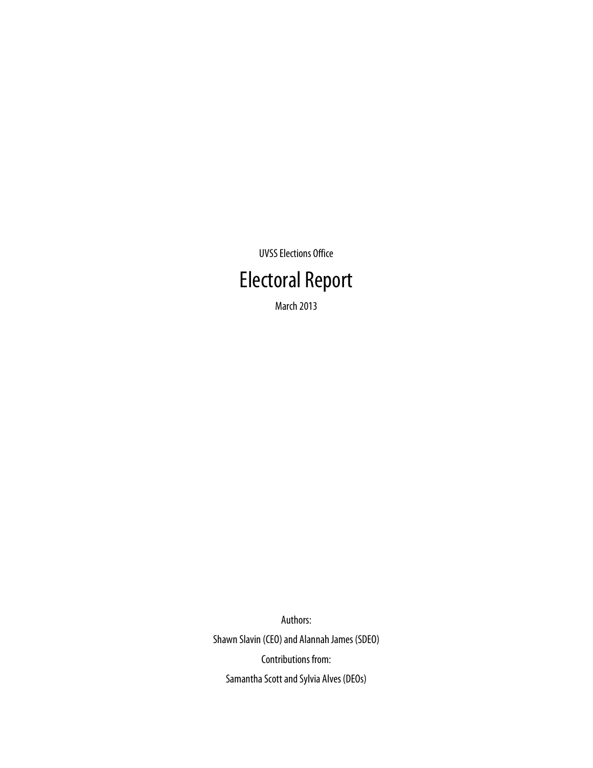UVSS Elections Office

# Electoral Report

March 2013

Authors:

Shawn Slavin (CEO) and Alannah James (SDEO)

Contributions from:

Samantha Scott and Sylvia Alves (DEOs)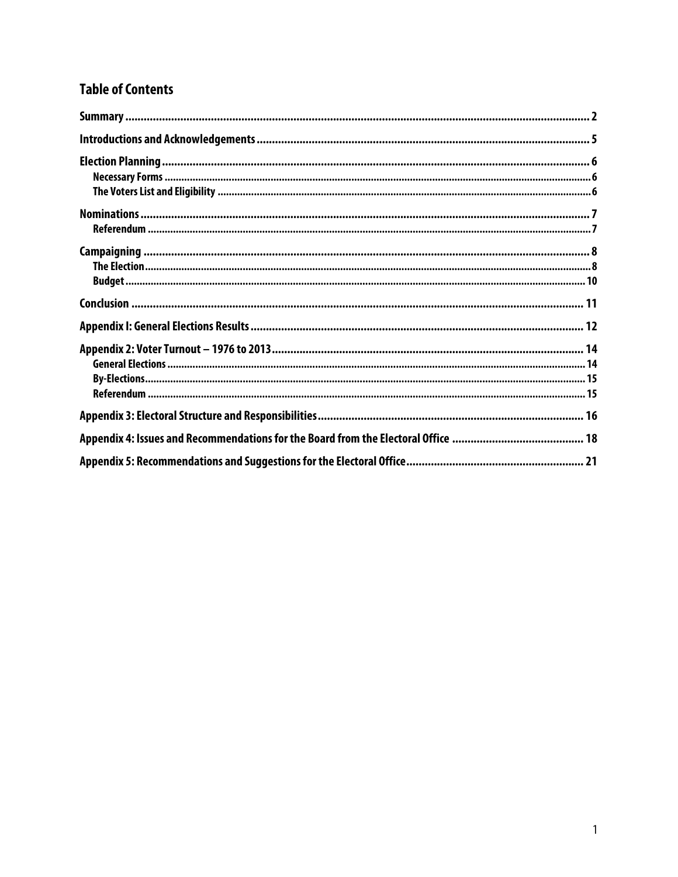## Table of Contents

- **Summary** ........ 2
- **Introductions and Acknowledgements** ........ 5
- **Election Planning** ........ 6
  - Necessary Forms ........ 6
  - The Voters List and Eligibility ........ 6
- **Nominations** ........ 7
  - Referendum ........ 7
- **Campaigning** ........ 8
  - The Election ........ 8
  - Budget ........ 10
- **Conclusion** ........ 11
- **Appendix I: General Elections Results** ........ 12
- **Appendix 2: Voter Turnout – 1976 to 2013** ........ 14
  - General Elections ........ 14
  - By-Elections ........ 15
  - Referendum ........ 15
- **Appendix 3: Electoral Structure and Responsibilities** ........ 16
- **Appendix 4: Issues and Recommendations for the Board from the Electoral Office** ........ 18
- **Appendix 5: Recommendations and Suggestions for the Electoral Office** ........ 21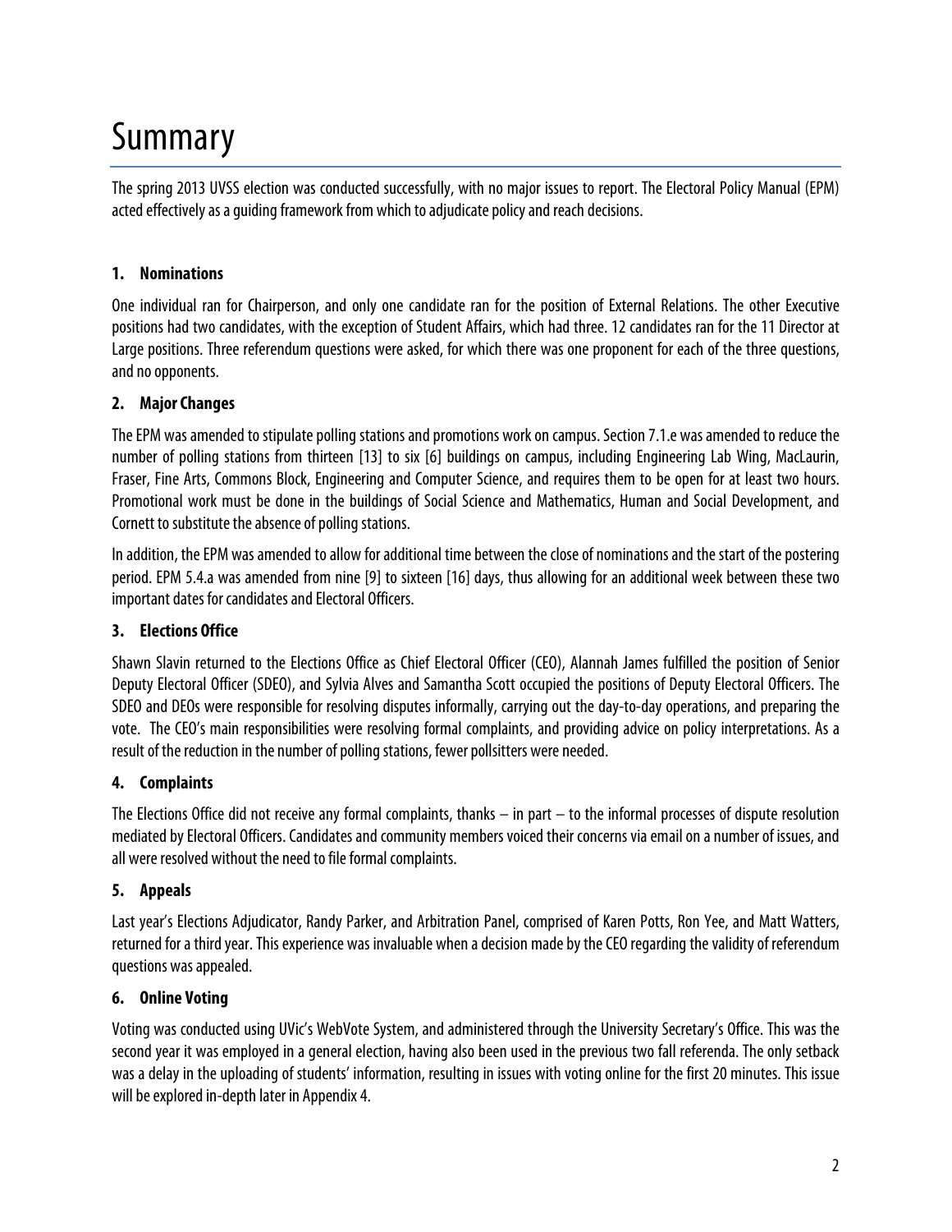# Summary

The spring 2013 UVSS election was conducted successfully, with no major issues to report. The Electoral Policy Manual (EPM) acted effectively as a guiding framework from which to adjudicate policy and reach decisions.

### 1. Nominations

One individual ran for Chairperson, and only one candidate ran for the position of External Relations. The other Executive positions had two candidates, with the exception of Student Affairs, which had three. 12 candidates ran for the 11 Director at Large positions. Three referendum questions were asked, for which there was one proponent for each of the three questions, and no opponents.

### 2. Major Changes

The EPM was amended to stipulate polling stations and promotions work on campus. Section 7.1.e was amended to reduce the number of polling stations from thirteen [13] to six [6] buildings on campus, including Engineering Lab Wing, MacLaurin, Fraser, Fine Arts, Commons Block, Engineering and Computer Science, and requires them to be open for at least two hours. Promotional work must be done in the buildings of Social Science and Mathematics, Human and Social Development, and Cornett to substitute the absence of polling stations.

In addition, the EPM was amended to allow for additional time between the close of nominations and the start of the postering period. EPM 5.4.a was amended from nine [9] to sixteen [16] days, thus allowing for an additional week between these two important dates for candidates and Electoral Officers.

### 3. Elections Office

Shawn Slavin returned to the Elections Office as Chief Electoral Officer (CEO), Alannah James fulfilled the position of Senior Deputy Electoral Officer (SDEO), and Sylvia Alves and Samantha Scott occupied the positions of Deputy Electoral Officers. The SDEO and DEOs were responsible for resolving disputes informally, carrying out the day-to-day operations, and preparing the vote. The CEO's main responsibilities were resolving formal complaints, and providing advice on policy interpretations. As a result of the reduction in the number of polling stations, fewer pollsitters were needed.

### 4. Complaints

The Elections Office did not receive any formal complaints, thanks – in part – to the informal processes of dispute resolution mediated by Electoral Officers. Candidates and community members voiced their concerns via email on a number of issues, and all were resolved without the need to file formal complaints.

### 5. Appeals

Last year's Elections Adjudicator, Randy Parker, and Arbitration Panel, comprised of Karen Potts, Ron Yee, and Matt Watters, returned for a third year. This experience was invaluable when a decision made by the CEO regarding the validity of referendum questions was appealed.

### 6. Online Voting

Voting was conducted using UVic's WebVote System, and administered through the University Secretary's Office. This was the second year it was employed in a general election, having also been used in the previous two fall referenda. The only setback was a delay in the uploading of students' information, resulting in issues with voting online for the first 20 minutes. This issue will be explored in-depth later in Appendix 4.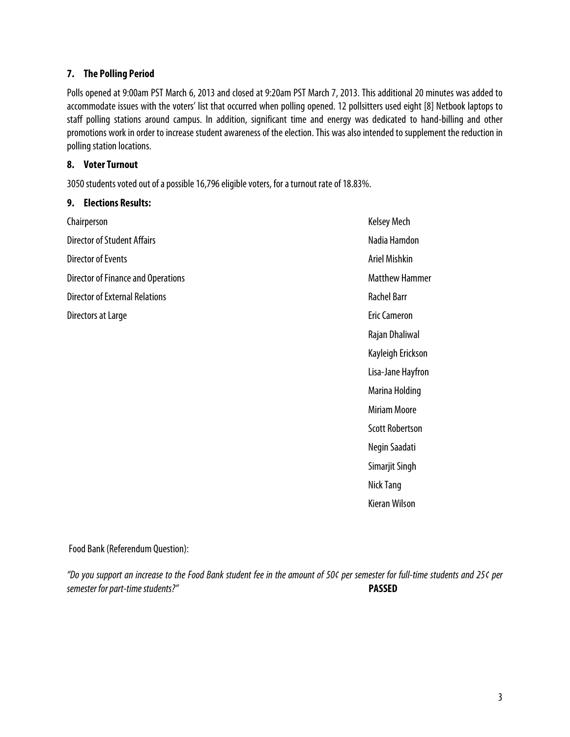### 7. The Polling Period

Polls opened at 9:00am PST March 6, 2013 and closed at 9:20am PST March 7, 2013. This additional 20 minutes was added to accommodate issues with the voters' list that occurred when polling opened. 12 pollsitters used eight [8] Netbook laptops to staff polling stations around campus. In addition, significant time and energy was dedicated to hand-billing and other promotions work in order to increase student awareness of the election. This was also intended to supplement the reduction in polling station locations.

### 8. Voter Turnout

3050 students voted out of a possible 16,796 eligible voters, for a turnout rate of 18.83%.

### 9. Elections Results:

| | |
|---|---|
| Chairperson | Kelsey Mech |
| Director of Student Affairs | Nadia Hamdon |
| Director of Events | Ariel Mishkin |
| Director of Finance and Operations | Matthew Hammer |
| Director of External Relations | Rachel Barr |
| Directors at Large | Eric Cameron |
| | Rajan Dhaliwal |
| | Kayleigh Erickson |
| | Lisa-Jane Hayfron |
| | Marina Holding |
| | Miriam Moore |
| | Scott Robertson |
| | Negin Saadati |
| | Simarjit Singh |
| | Nick Tang |
| | Kieran Wilson |

Food Bank (Referendum Question):

*"Do you support an increase to the Food Bank student fee in the amount of 50¢ per semester for full-time students and 25¢ per semester for part-time students?"* **PASSED**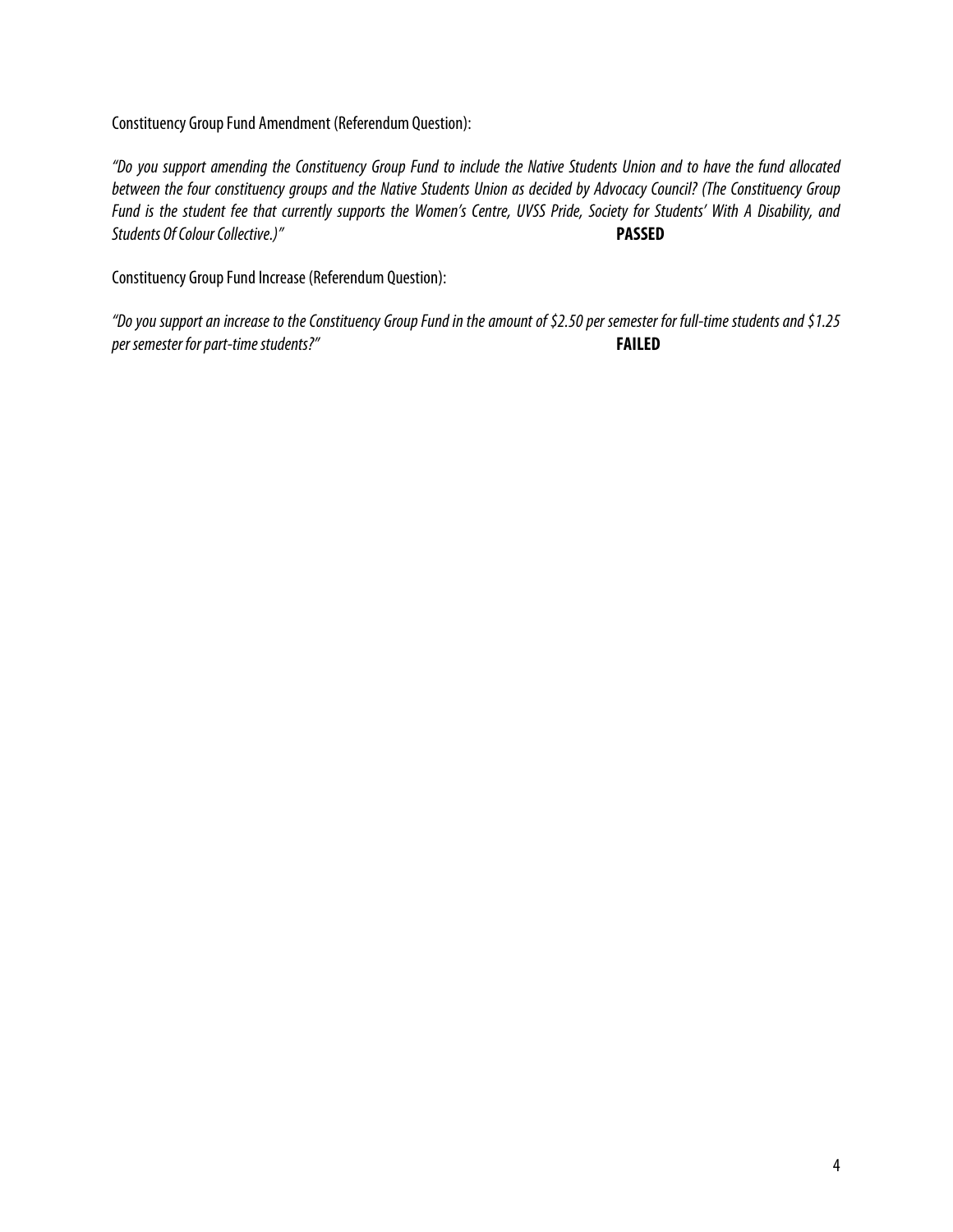Constituency Group Fund Amendment (Referendum Question):

*"Do you support amending the Constituency Group Fund to include the Native Students Union and to have the fund allocated between the four constituency groups and the Native Students Union as decided by Advocacy Council? (The Constituency Group Fund is the student fee that currently supports the Women's Centre, UVSS Pride, Society for Students' With A Disability, and Students Of Colour Collective.)"* **PASSED**

Constituency Group Fund Increase (Referendum Question):

*"Do you support an increase to the Constituency Group Fund in the amount of $2.50 per semester for full-time students and $1.25 per semester for part-time students?"* **FAILED**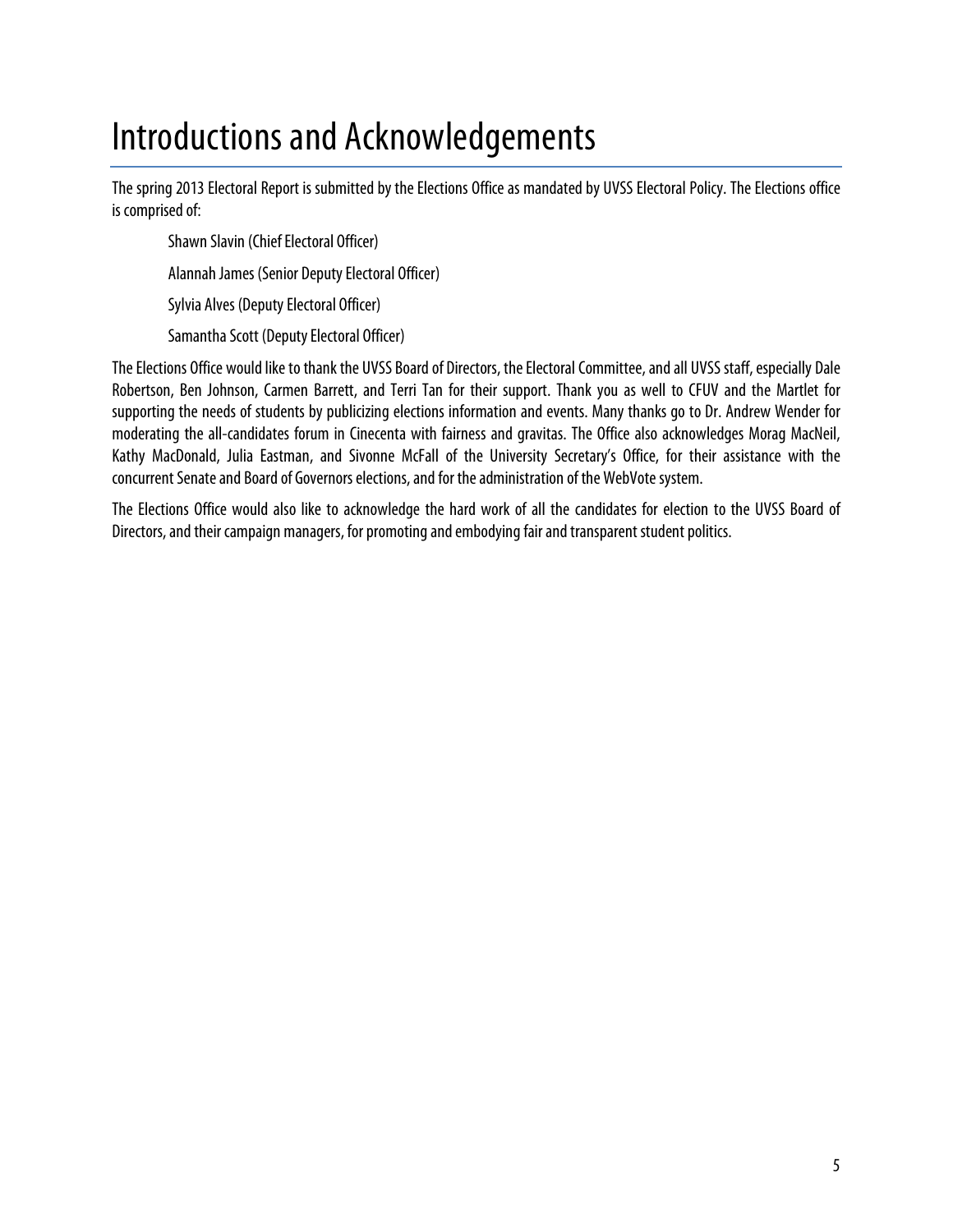# Introductions and Acknowledgements

The spring 2013 Electoral Report is submitted by the Elections Office as mandated by UVSS Electoral Policy. The Elections office is comprised of:

Shawn Slavin (Chief Electoral Officer)

Alannah James (Senior Deputy Electoral Officer)

Sylvia Alves (Deputy Electoral Officer)

Samantha Scott (Deputy Electoral Officer)

The Elections Office would like to thank the UVSS Board of Directors, the Electoral Committee, and all UVSS staff, especially Dale Robertson, Ben Johnson, Carmen Barrett, and Terri Tan for their support. Thank you as well to CFUV and the Martlet for supporting the needs of students by publicizing elections information and events. Many thanks go to Dr. Andrew Wender for moderating the all-candidates forum in Cinecenta with fairness and gravitas. The Office also acknowledges Morag MacNeil, Kathy MacDonald, Julia Eastman, and Sivonne McFall of the University Secretary's Office, for their assistance with the concurrent Senate and Board of Governors elections, and for the administration of the WebVote system.

The Elections Office would also like to acknowledge the hard work of all the candidates for election to the UVSS Board of Directors, and their campaign managers, for promoting and embodying fair and transparent student politics.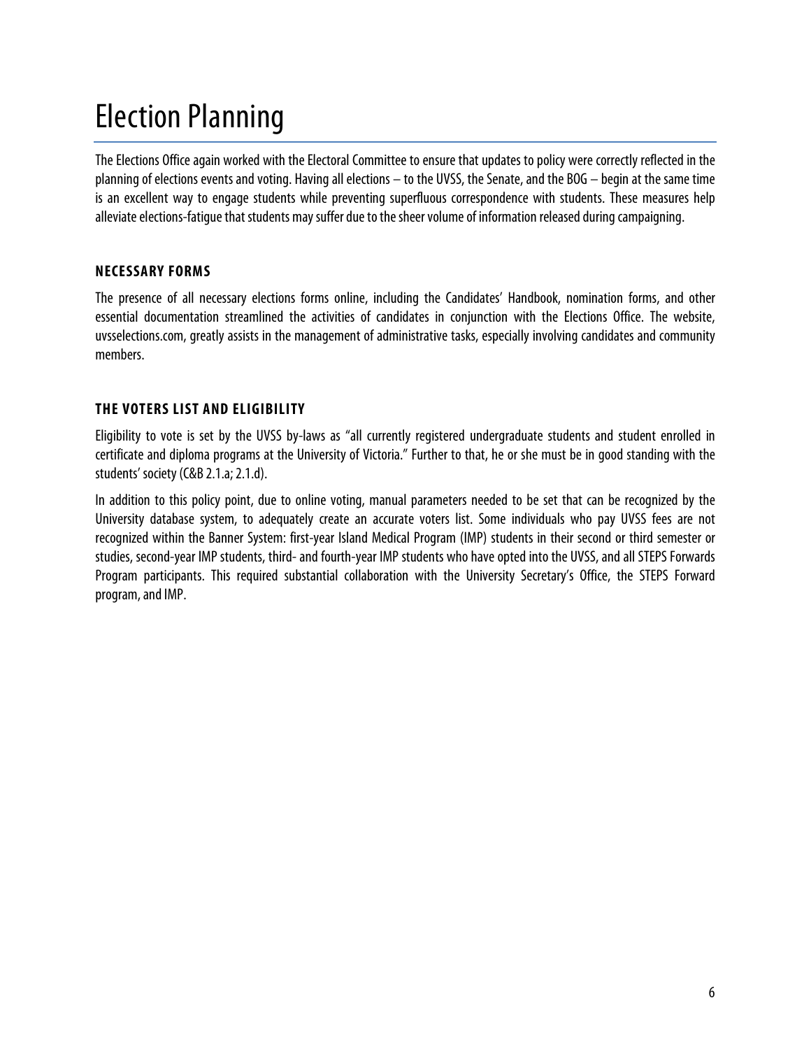# Election Planning

The Elections Office again worked with the Electoral Committee to ensure that updates to policy were correctly reflected in the planning of elections events and voting. Having all elections – to the UVSS, the Senate, and the BOG – begin at the same time is an excellent way to engage students while preventing superfluous correspondence with students. These measures help alleviate elections-fatigue that students may suffer due to the sheer volume of information released during campaigning.

### NECESSARY FORMS

The presence of all necessary elections forms online, including the Candidates' Handbook, nomination forms, and other essential documentation streamlined the activities of candidates in conjunction with the Elections Office. The website, uvsselections.com, greatly assists in the management of administrative tasks, especially involving candidates and community members.

### THE VOTERS LIST AND ELIGIBILITY

Eligibility to vote is set by the UVSS by-laws as "all currently registered undergraduate students and student enrolled in certificate and diploma programs at the University of Victoria." Further to that, he or she must be in good standing with the students' society (C&B 2.1.a; 2.1.d).

In addition to this policy point, due to online voting, manual parameters needed to be set that can be recognized by the University database system, to adequately create an accurate voters list. Some individuals who pay UVSS fees are not recognized within the Banner System: first-year Island Medical Program (IMP) students in their second or third semester or studies, second-year IMP students, third- and fourth-year IMP students who have opted into the UVSS, and all STEPS Forwards Program participants. This required substantial collaboration with the University Secretary's Office, the STEPS Forward program, and IMP.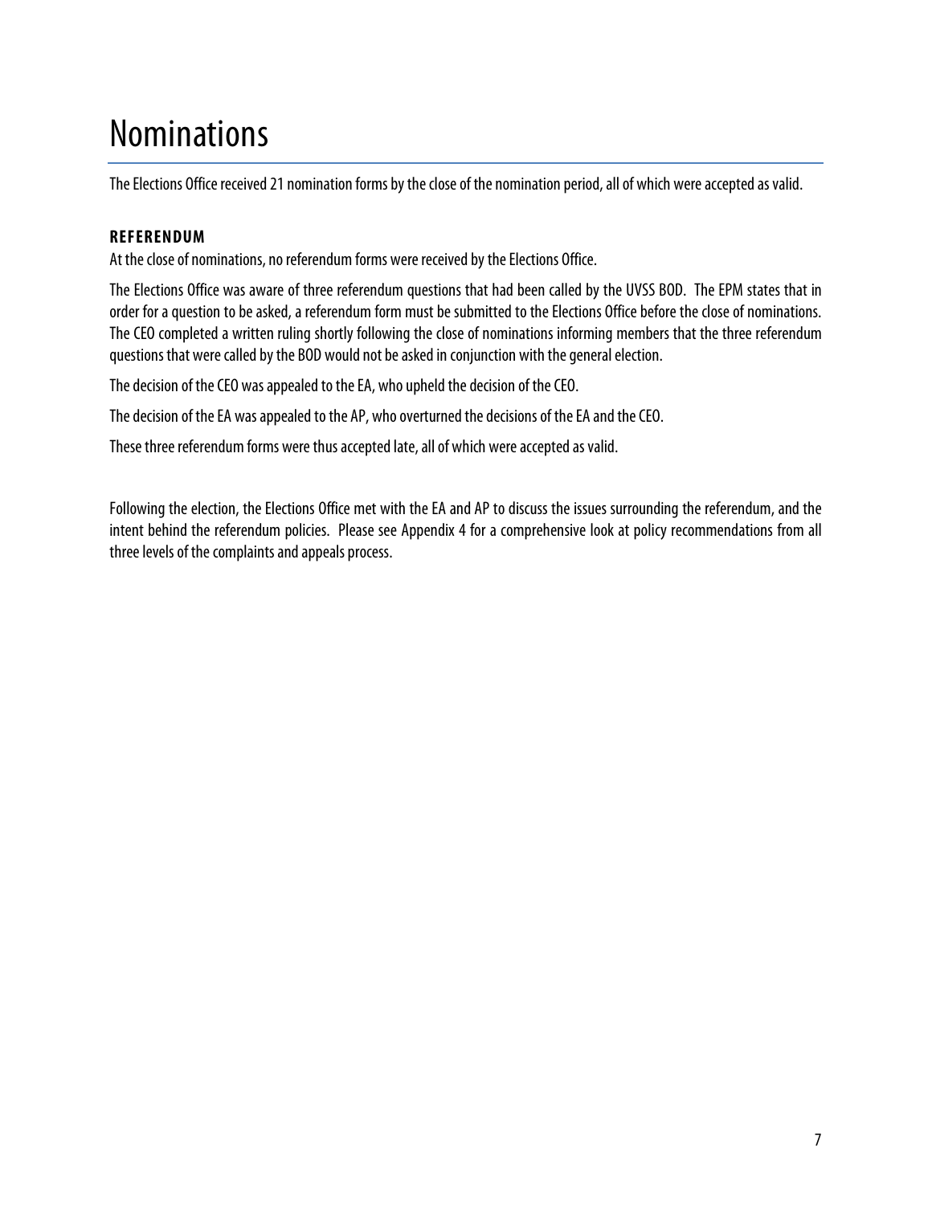# Nominations

The Elections Office received 21 nomination forms by the close of the nomination period, all of which were accepted as valid.

### REFERENDUM

At the close of nominations, no referendum forms were received by the Elections Office.

The Elections Office was aware of three referendum questions that had been called by the UVSS BOD. The EPM states that in order for a question to be asked, a referendum form must be submitted to the Elections Office before the close of nominations. The CEO completed a written ruling shortly following the close of nominations informing members that the three referendum questions that were called by the BOD would not be asked in conjunction with the general election.

The decision of the CEO was appealed to the EA, who upheld the decision of the CEO.

The decision of the EA was appealed to the AP, who overturned the decisions of the EA and the CEO.

These three referendum forms were thus accepted late, all of which were accepted as valid.

Following the election, the Elections Office met with the EA and AP to discuss the issues surrounding the referendum, and the intent behind the referendum policies. Please see Appendix 4 for a comprehensive look at policy recommendations from all three levels of the complaints and appeals process.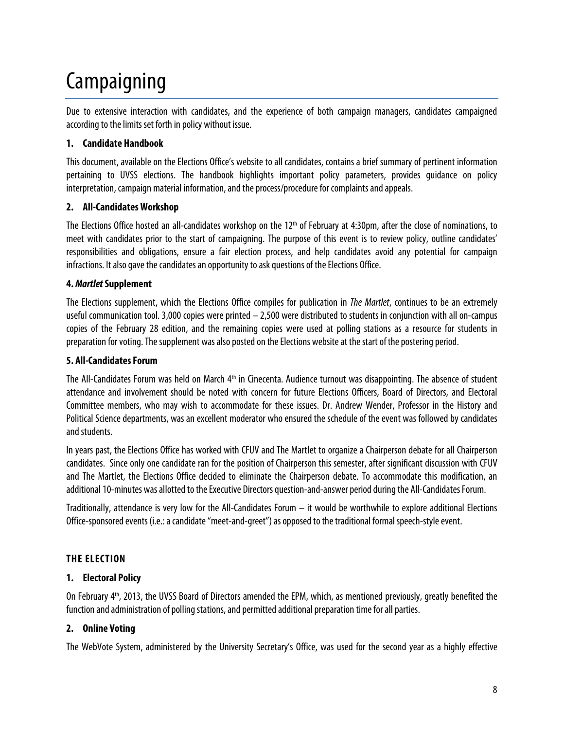# Campaigning

Due to extensive interaction with candidates, and the experience of both campaign managers, candidates campaigned according to the limits set forth in policy without issue.

### 1. Candidate Handbook

This document, available on the Elections Office's website to all candidates, contains a brief summary of pertinent information pertaining to UVSS elections. The handbook highlights important policy parameters, provides guidance on policy interpretation, campaign material information, and the process/procedure for complaints and appeals.

### 2. All-Candidates Workshop

The Elections Office hosted an all-candidates workshop on the 12th of February at 4:30pm, after the close of nominations, to meet with candidates prior to the start of campaigning. The purpose of this event is to review policy, outline candidates' responsibilities and obligations, ensure a fair election process, and help candidates avoid any potential for campaign infractions. It also gave the candidates an opportunity to ask questions of the Elections Office.

### 4. *Martlet* Supplement

The Elections supplement, which the Elections Office compiles for publication in *The Martlet*, continues to be an extremely useful communication tool. 3,000 copies were printed – 2,500 were distributed to students in conjunction with all on-campus copies of the February 28 edition, and the remaining copies were used at polling stations as a resource for students in preparation for voting. The supplement was also posted on the Elections website at the start of the postering period.

### 5. All-Candidates Forum

The All-Candidates Forum was held on March 4th in Cinecenta. Audience turnout was disappointing. The absence of student attendance and involvement should be noted with concern for future Elections Officers, Board of Directors, and Electoral Committee members, who may wish to accommodate for these issues. Dr. Andrew Wender, Professor in the History and Political Science departments, was an excellent moderator who ensured the schedule of the event was followed by candidates and students.

In years past, the Elections Office has worked with CFUV and The Martlet to organize a Chairperson debate for all Chairperson candidates. Since only one candidate ran for the position of Chairperson this semester, after significant discussion with CFUV and The Martlet, the Elections Office decided to eliminate the Chairperson debate. To accommodate this modification, an additional 10-minutes was allotted to the Executive Directors question-and-answer period during the All-Candidates Forum.

Traditionally, attendance is very low for the All-Candidates Forum – it would be worthwhile to explore additional Elections Office-sponsored events (i.e.: a candidate "meet-and-greet") as opposed to the traditional formal speech-style event.

## THE ELECTION

### 1. Electoral Policy

On February 4th, 2013, the UVSS Board of Directors amended the EPM, which, as mentioned previously, greatly benefited the function and administration of polling stations, and permitted additional preparation time for all parties.

### 2. Online Voting

The WebVote System, administered by the University Secretary's Office, was used for the second year as a highly effective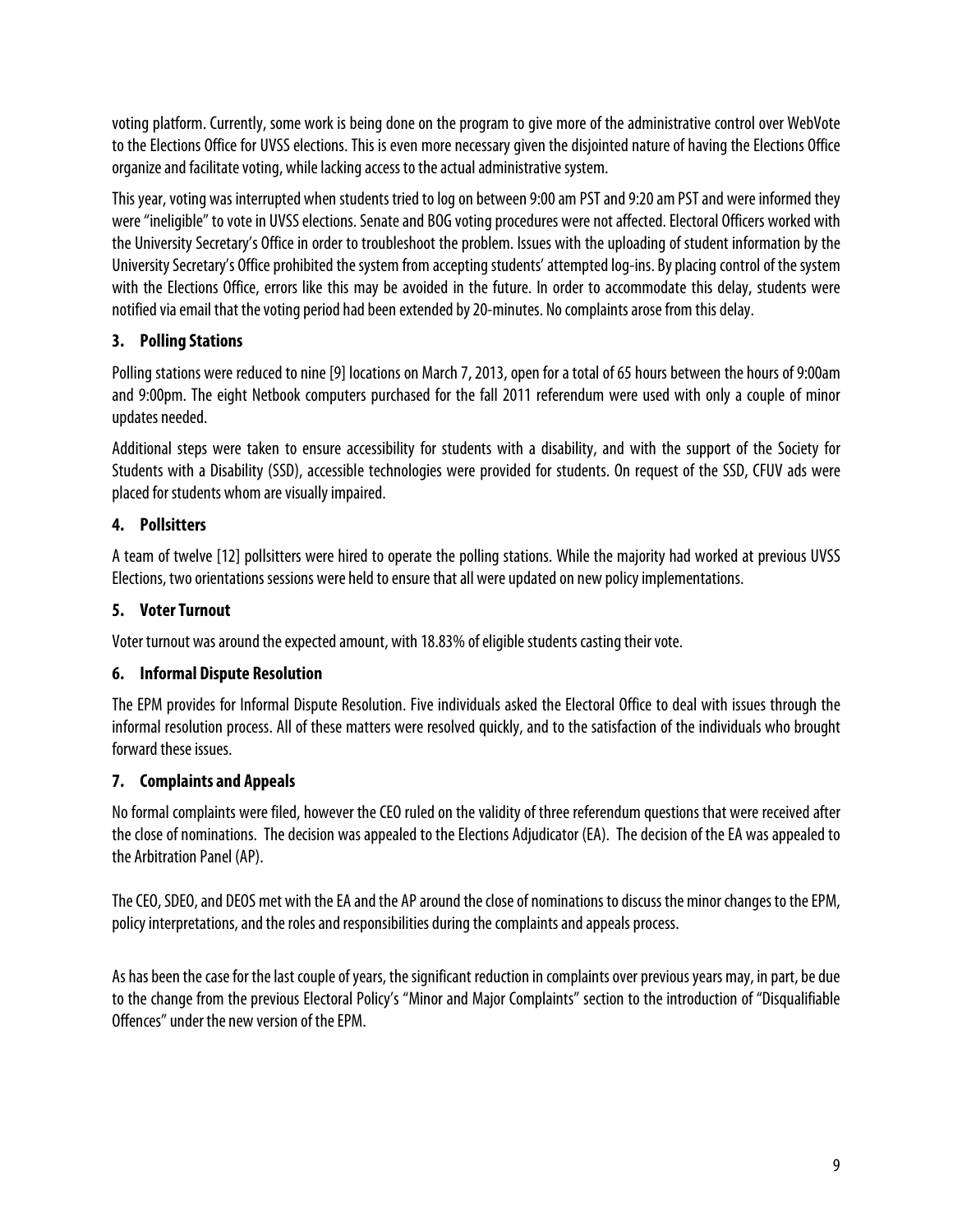voting platform. Currently, some work is being done on the program to give more of the administrative control over WebVote to the Elections Office for UVSS elections. This is even more necessary given the disjointed nature of having the Elections Office organize and facilitate voting, while lacking access to the actual administrative system.

This year, voting was interrupted when students tried to log on between 9:00 am PST and 9:20 am PST and were informed they were "ineligible" to vote in UVSS elections. Senate and BOG voting procedures were not affected. Electoral Officers worked with the University Secretary's Office in order to troubleshoot the problem. Issues with the uploading of student information by the University Secretary's Office prohibited the system from accepting students' attempted log-ins. By placing control of the system with the Elections Office, errors like this may be avoided in the future. In order to accommodate this delay, students were notified via email that the voting period had been extended by 20-minutes. No complaints arose from this delay.

### 3. Polling Stations

Polling stations were reduced to nine [9] locations on March 7, 2013, open for a total of 65 hours between the hours of 9:00am and 9:00pm. The eight Netbook computers purchased for the fall 2011 referendum were used with only a couple of minor updates needed.

Additional steps were taken to ensure accessibility for students with a disability, and with the support of the Society for Students with a Disability (SSD), accessible technologies were provided for students. On request of the SSD, CFUV ads were placed for students whom are visually impaired.

### 4. Pollsitters

A team of twelve [12] pollsitters were hired to operate the polling stations. While the majority had worked at previous UVSS Elections, two orientations sessions were held to ensure that all were updated on new policy implementations.

### 5. Voter Turnout

Voter turnout was around the expected amount, with 18.83% of eligible students casting their vote.

### 6. Informal Dispute Resolution

The EPM provides for Informal Dispute Resolution. Five individuals asked the Electoral Office to deal with issues through the informal resolution process. All of these matters were resolved quickly, and to the satisfaction of the individuals who brought forward these issues.

### 7. Complaints and Appeals

No formal complaints were filed, however the CEO ruled on the validity of three referendum questions that were received after the close of nominations. The decision was appealed to the Elections Adjudicator (EA). The decision of the EA was appealed to the Arbitration Panel (AP).

The CEO, SDEO, and DEOS met with the EA and the AP around the close of nominations to discuss the minor changes to the EPM, policy interpretations, and the roles and responsibilities during the complaints and appeals process.

As has been the case for the last couple of years, the significant reduction in complaints over previous years may, in part, be due to the change from the previous Electoral Policy's "Minor and Major Complaints" section to the introduction of "Disqualifiable Offences" under the new version of the EPM.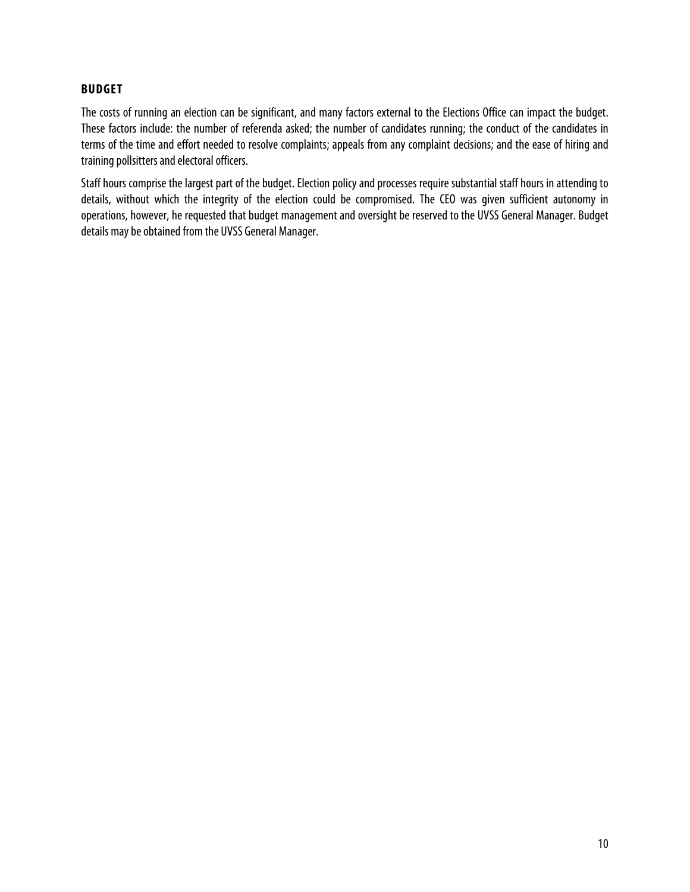## BUDGET

The costs of running an election can be significant, and many factors external to the Elections Office can impact the budget. These factors include: the number of referenda asked; the number of candidates running; the conduct of the candidates in terms of the time and effort needed to resolve complaints; appeals from any complaint decisions; and the ease of hiring and training pollsitters and electoral officers.

Staff hours comprise the largest part of the budget. Election policy and processes require substantial staff hours in attending to details, without which the integrity of the election could be compromised. The CEO was given sufficient autonomy in operations, however, he requested that budget management and oversight be reserved to the UVSS General Manager. Budget details may be obtained from the UVSS General Manager.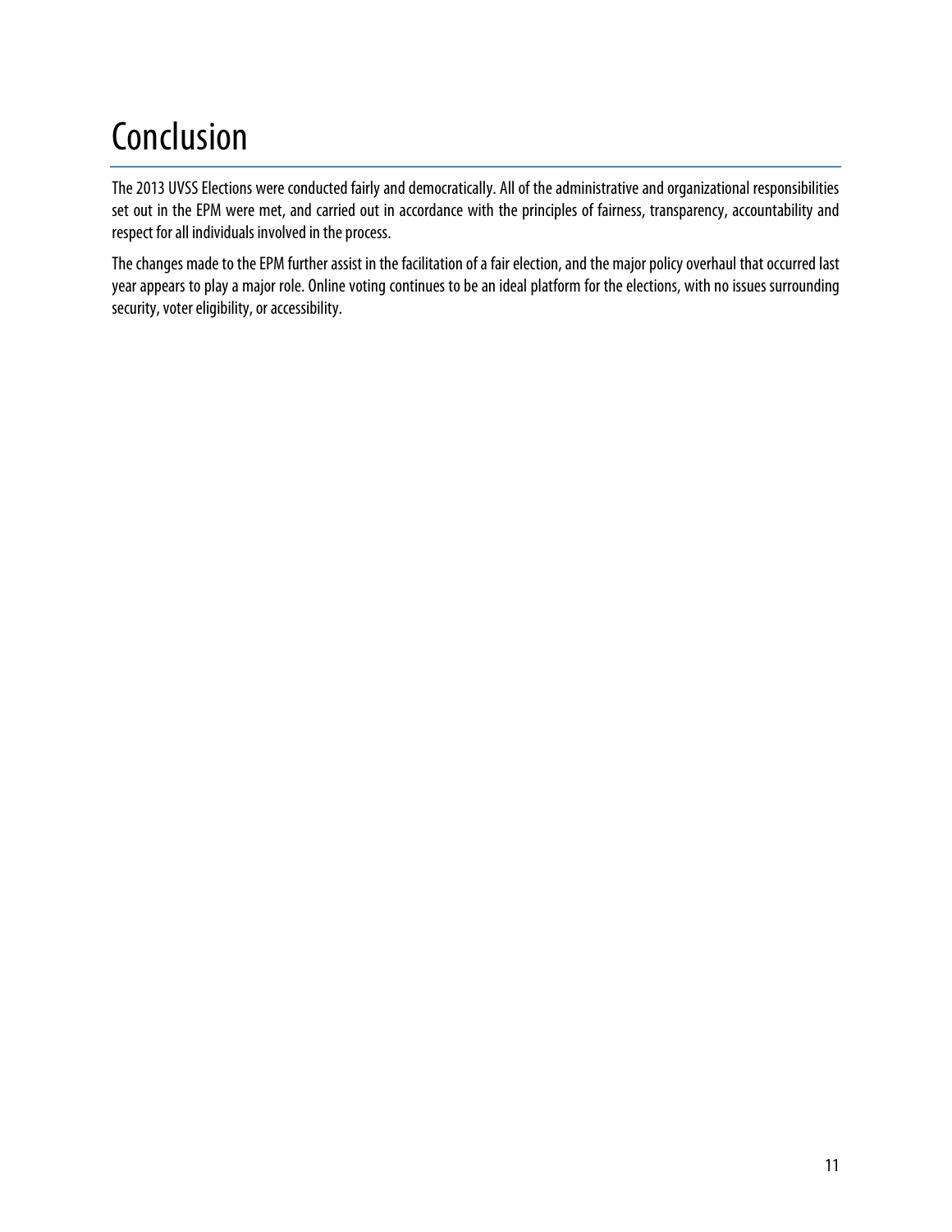# Conclusion

The 2013 UVSS Elections were conducted fairly and democratically. All of the administrative and organizational responsibilities set out in the EPM were met, and carried out in accordance with the principles of fairness, transparency, accountability and respect for all individuals involved in the process.

The changes made to the EPM further assist in the facilitation of a fair election, and the major policy overhaul that occurred last year appears to play a major role. Online voting continues to be an ideal platform for the elections, with no issues surrounding security, voter eligibility, or accessibility.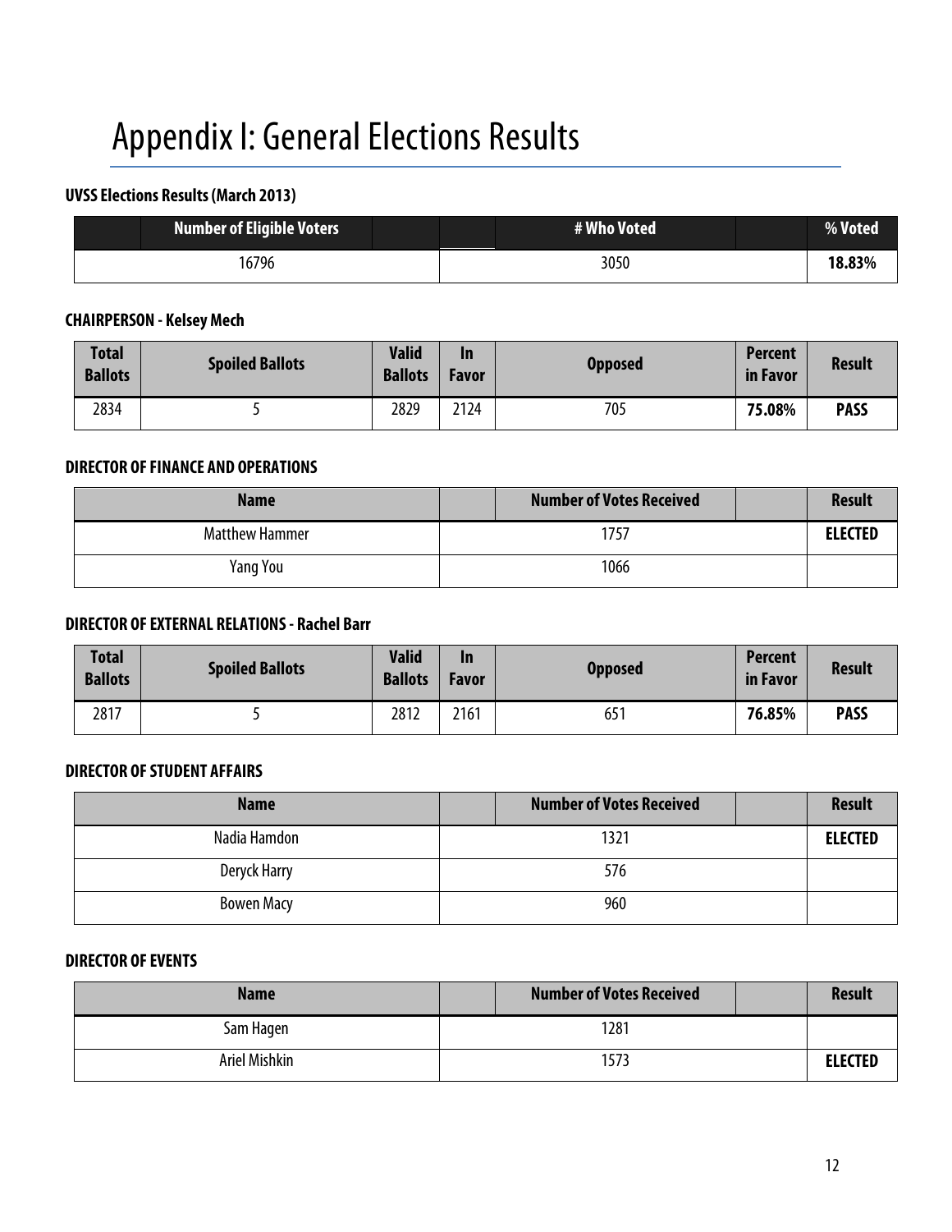# Appendix I: General Elections Results

**UVSS Elections Results (March 2013)**

| Number of Eligible Voters | # Who Voted | % Voted |
|---|---|---|
| 16796 | 3050 | **18.83%** |

**CHAIRPERSON - Kelsey Mech**

| Total Ballots | Spoiled Ballots | Valid Ballots | In Favor | Opposed | Percent in Favor | Result |
|---|---|---|---|---|---|---|
| 2834 | 5 | 2829 | 2124 | 705 | **75.08%** | **PASS** |

**DIRECTOR OF FINANCE AND OPERATIONS**

| Name | Number of Votes Received | Result |
|---|---|---|
| Matthew Hammer | 1757 | **ELECTED** |
| Yang You | 1066 | |

**DIRECTOR OF EXTERNAL RELATIONS - Rachel Barr**

| Total Ballots | Spoiled Ballots | Valid Ballots | In Favor | Opposed | Percent in Favor | Result |
|---|---|---|---|---|---|---|
| 2817 | 5 | 2812 | 2161 | 651 | **76.85%** | **PASS** |

**DIRECTOR OF STUDENT AFFAIRS**

| Name | Number of Votes Received | Result |
|---|---|---|
| Nadia Hamdon | 1321 | **ELECTED** |
| Deryck Harry | 576 | |
| Bowen Macy | 960 | |

**DIRECTOR OF EVENTS**

| Name | Number of Votes Received | Result |
|---|---|---|
| Sam Hagen | 1281 | |
| Ariel Mishkin | 1573 | **ELECTED** |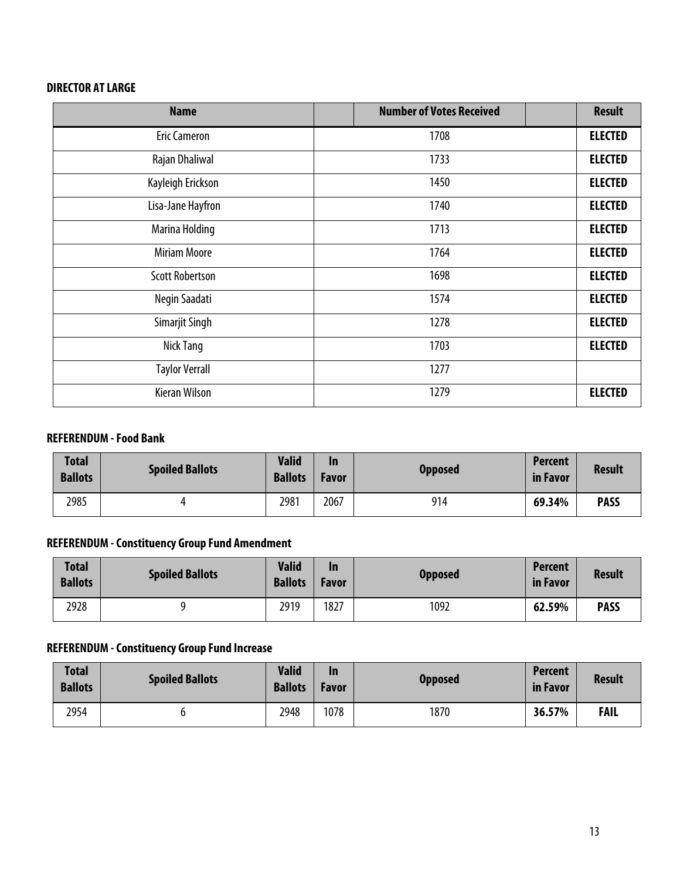### DIRECTOR AT LARGE

| Name | Number of Votes Received | Result |
|---|---|---|
| Eric Cameron | 1708 | ELECTED |
| Rajan Dhaliwal | 1733 | ELECTED |
| Kayleigh Erickson | 1450 | ELECTED |
| Lisa-Jane Hayfron | 1740 | ELECTED |
| Marina Holding | 1713 | ELECTED |
| Miriam Moore | 1764 | ELECTED |
| Scott Robertson | 1698 | ELECTED |
| Negin Saadati | 1574 | ELECTED |
| Simarjit Singh | 1278 | ELECTED |
| Nick Tang | 1703 | ELECTED |
| Taylor Verrall | 1277 | |
| Kieran Wilson | 1279 | ELECTED |

### REFERENDUM - Food Bank

| Total Ballots | Spoiled Ballots | Valid Ballots | In Favor | Opposed | Percent in Favor | Result |
|---|---|---|---|---|---|---|
| 2985 | 4 | 2981 | 2067 | 914 | **69.34%** | **PASS** |

### REFERENDUM - Constituency Group Fund Amendment

| Total Ballots | Spoiled Ballots | Valid Ballots | In Favor | Opposed | Percent in Favor | Result |
|---|---|---|---|---|---|---|
| 2928 | 9 | 2919 | 1827 | 1092 | **62.59%** | **PASS** |

### REFERENDUM - Constituency Group Fund Increase

| Total Ballots | Spoiled Ballots | Valid Ballots | In Favor | Opposed | Percent in Favor | Result |
|---|---|---|---|---|---|---|
| 2954 | 6 | 2948 | 1078 | 1870 | **36.57%** | **FAIL** |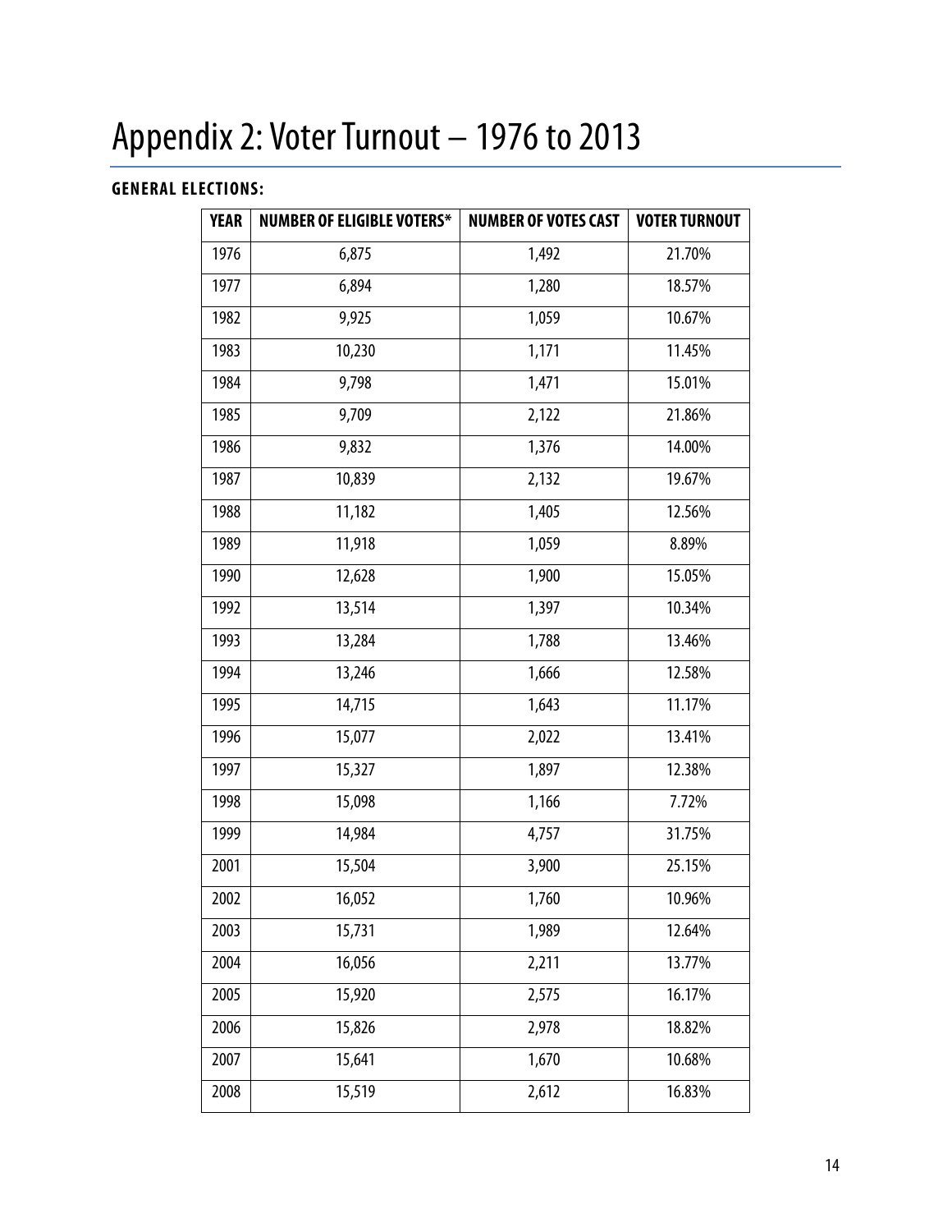# Appendix 2: Voter Turnout – 1976 to 2013

**GENERAL ELECTIONS:**

| YEAR | NUMBER OF ELIGIBLE VOTERS* | NUMBER OF VOTES CAST | VOTER TURNOUT |
|---|---|---|---|
| 1976 | 6,875 | 1,492 | 21.70% |
| 1977 | 6,894 | 1,280 | 18.57% |
| 1982 | 9,925 | 1,059 | 10.67% |
| 1983 | 10,230 | 1,171 | 11.45% |
| 1984 | 9,798 | 1,471 | 15.01% |
| 1985 | 9,709 | 2,122 | 21.86% |
| 1986 | 9,832 | 1,376 | 14.00% |
| 1987 | 10,839 | 2,132 | 19.67% |
| 1988 | 11,182 | 1,405 | 12.56% |
| 1989 | 11,918 | 1,059 | 8.89% |
| 1990 | 12,628 | 1,900 | 15.05% |
| 1992 | 13,514 | 1,397 | 10.34% |
| 1993 | 13,284 | 1,788 | 13.46% |
| 1994 | 13,246 | 1,666 | 12.58% |
| 1995 | 14,715 | 1,643 | 11.17% |
| 1996 | 15,077 | 2,022 | 13.41% |
| 1997 | 15,327 | 1,897 | 12.38% |
| 1998 | 15,098 | 1,166 | 7.72% |
| 1999 | 14,984 | 4,757 | 31.75% |
| 2001 | 15,504 | 3,900 | 25.15% |
| 2002 | 16,052 | 1,760 | 10.96% |
| 2003 | 15,731 | 1,989 | 12.64% |
| 2004 | 16,056 | 2,211 | 13.77% |
| 2005 | 15,920 | 2,575 | 16.17% |
| 2006 | 15,826 | 2,978 | 18.82% |
| 2007 | 15,641 | 1,670 | 10.68% |
| 2008 | 15,519 | 2,612 | 16.83% |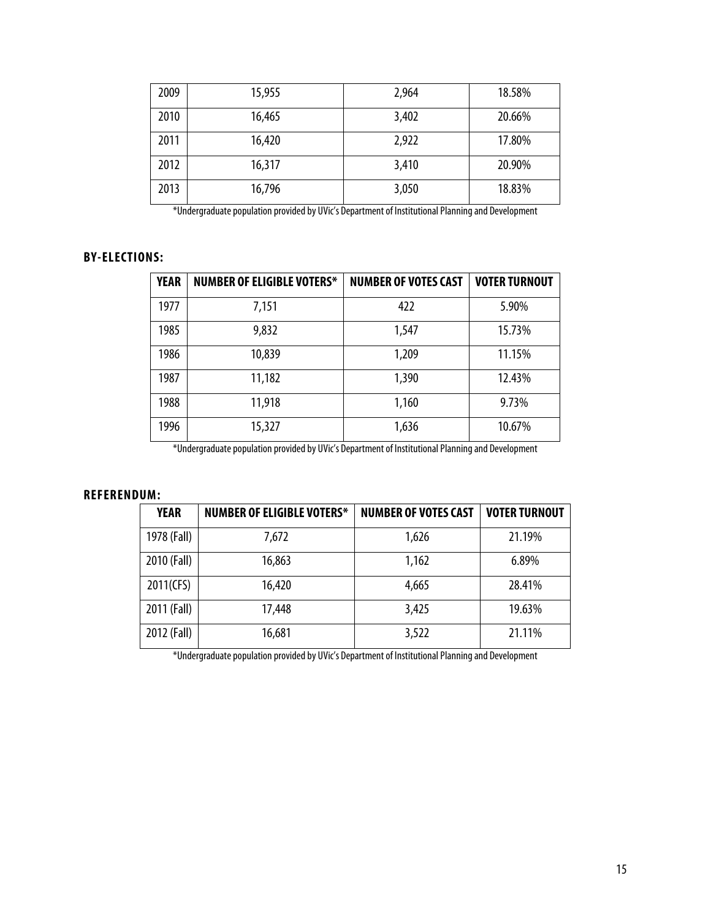| 2009 | 15,955 | 2,964 | 18.58% |
|---|---|---|---|
| 2010 | 16,465 | 3,402 | 20.66% |
| 2011 | 16,420 | 2,922 | 17.80% |
| 2012 | 16,317 | 3,410 | 20.90% |
| 2013 | 16,796 | 3,050 | 18.83% |

*Undergraduate population provided by UVic's Department of Institutional Planning and Development

### BY-ELECTIONS:

| YEAR | NUMBER OF ELIGIBLE VOTERS* | NUMBER OF VOTES CAST | VOTER TURNOUT |
|---|---|---|---|
| 1977 | 7,151 | 422 | 5.90% |
| 1985 | 9,832 | 1,547 | 15.73% |
| 1986 | 10,839 | 1,209 | 11.15% |
| 1987 | 11,182 | 1,390 | 12.43% |
| 1988 | 11,918 | 1,160 | 9.73% |
| 1996 | 15,327 | 1,636 | 10.67% |

*Undergraduate population provided by UVic's Department of Institutional Planning and Development

### REFERENDUM:

| YEAR | NUMBER OF ELIGIBLE VOTERS* | NUMBER OF VOTES CAST | VOTER TURNOUT |
|---|---|---|---|
| 1978 (Fall) | 7,672 | 1,626 | 21.19% |
| 2010 (Fall) | 16,863 | 1,162 | 6.89% |
| 2011(CFS) | 16,420 | 4,665 | 28.41% |
| 2011 (Fall) | 17,448 | 3,425 | 19.63% |
| 2012 (Fall) | 16,681 | 3,522 | 21.11% |

*Undergraduate population provided by UVic's Department of Institutional Planning and Development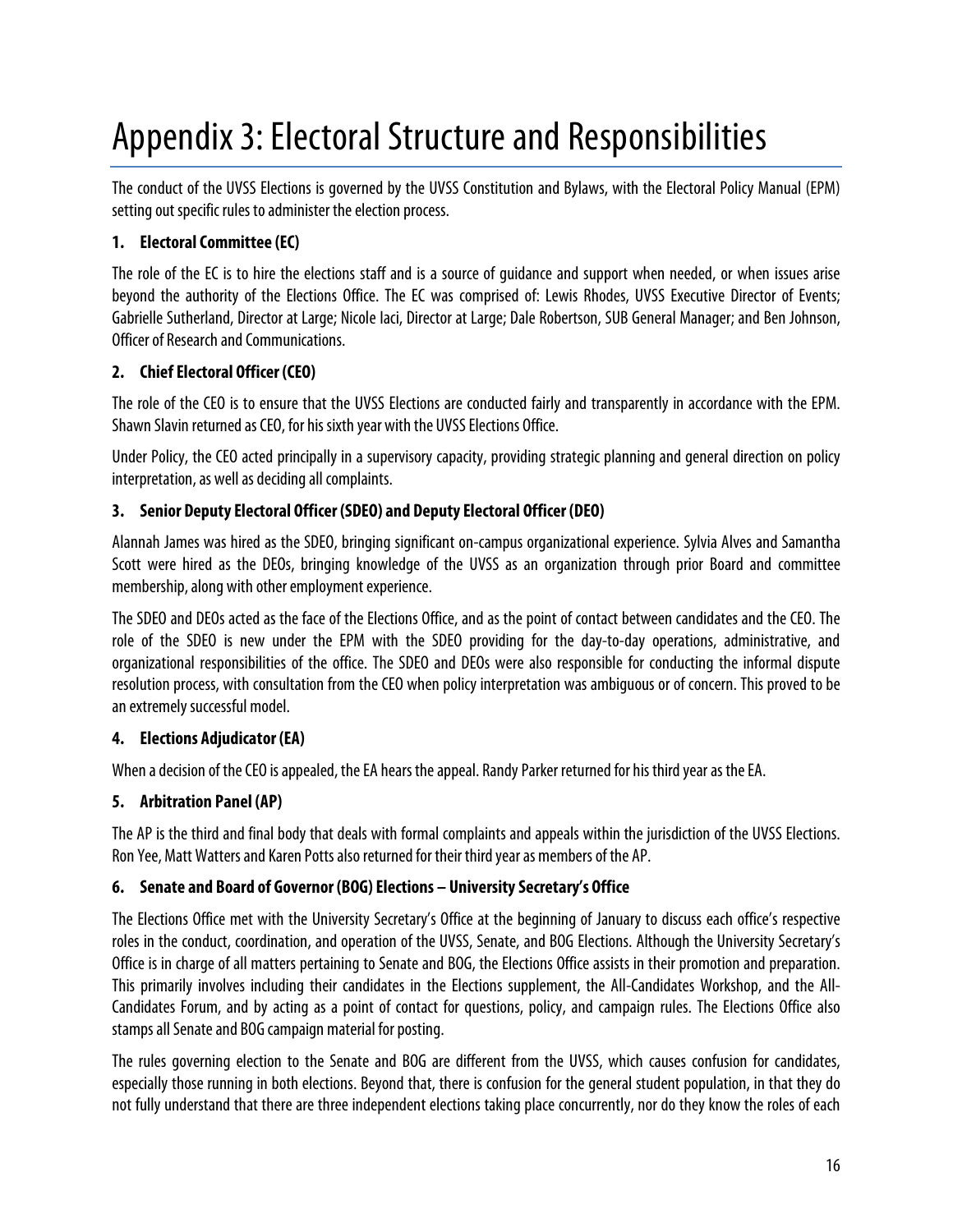# Appendix 3: Electoral Structure and Responsibilities

The conduct of the UVSS Elections is governed by the UVSS Constitution and Bylaws, with the Electoral Policy Manual (EPM) setting out specific rules to administer the election process.

### 1. Electoral Committee (EC)

The role of the EC is to hire the elections staff and is a source of guidance and support when needed, or when issues arise beyond the authority of the Elections Office. The EC was comprised of: Lewis Rhodes, UVSS Executive Director of Events; Gabrielle Sutherland, Director at Large; Nicole Iaci, Director at Large; Dale Robertson, SUB General Manager; and Ben Johnson, Officer of Research and Communications.

### 2. Chief Electoral Officer (CEO)

The role of the CEO is to ensure that the UVSS Elections are conducted fairly and transparently in accordance with the EPM. Shawn Slavin returned as CEO, for his sixth year with the UVSS Elections Office.

Under Policy, the CEO acted principally in a supervisory capacity, providing strategic planning and general direction on policy interpretation, as well as deciding all complaints.

### 3. Senior Deputy Electoral Officer (SDEO) and Deputy Electoral Officer (DEO)

Alannah James was hired as the SDEO, bringing significant on-campus organizational experience. Sylvia Alves and Samantha Scott were hired as the DEOs, bringing knowledge of the UVSS as an organization through prior Board and committee membership, along with other employment experience.

The SDEO and DEOs acted as the face of the Elections Office, and as the point of contact between candidates and the CEO. The role of the SDEO is new under the EPM with the SDEO providing for the day-to-day operations, administrative, and organizational responsibilities of the office. The SDEO and DEOs were also responsible for conducting the informal dispute resolution process, with consultation from the CEO when policy interpretation was ambiguous or of concern. This proved to be an extremely successful model.

### 4. Elections Adjudicator (EA)

When a decision of the CEO is appealed, the EA hears the appeal. Randy Parker returned for his third year as the EA.

### 5. Arbitration Panel (AP)

The AP is the third and final body that deals with formal complaints and appeals within the jurisdiction of the UVSS Elections. Ron Yee, Matt Watters and Karen Potts also returned for their third year as members of the AP.

### 6. Senate and Board of Governor (BOG) Elections – University Secretary's Office

The Elections Office met with the University Secretary's Office at the beginning of January to discuss each office's respective roles in the conduct, coordination, and operation of the UVSS, Senate, and BOG Elections. Although the University Secretary's Office is in charge of all matters pertaining to Senate and BOG, the Elections Office assists in their promotion and preparation. This primarily involves including their candidates in the Elections supplement, the All-Candidates Workshop, and the All-Candidates Forum, and by acting as a point of contact for questions, policy, and campaign rules. The Elections Office also stamps all Senate and BOG campaign material for posting.

The rules governing election to the Senate and BOG are different from the UVSS, which causes confusion for candidates, especially those running in both elections. Beyond that, there is confusion for the general student population, in that they do not fully understand that there are three independent elections taking place concurrently, nor do they know the roles of each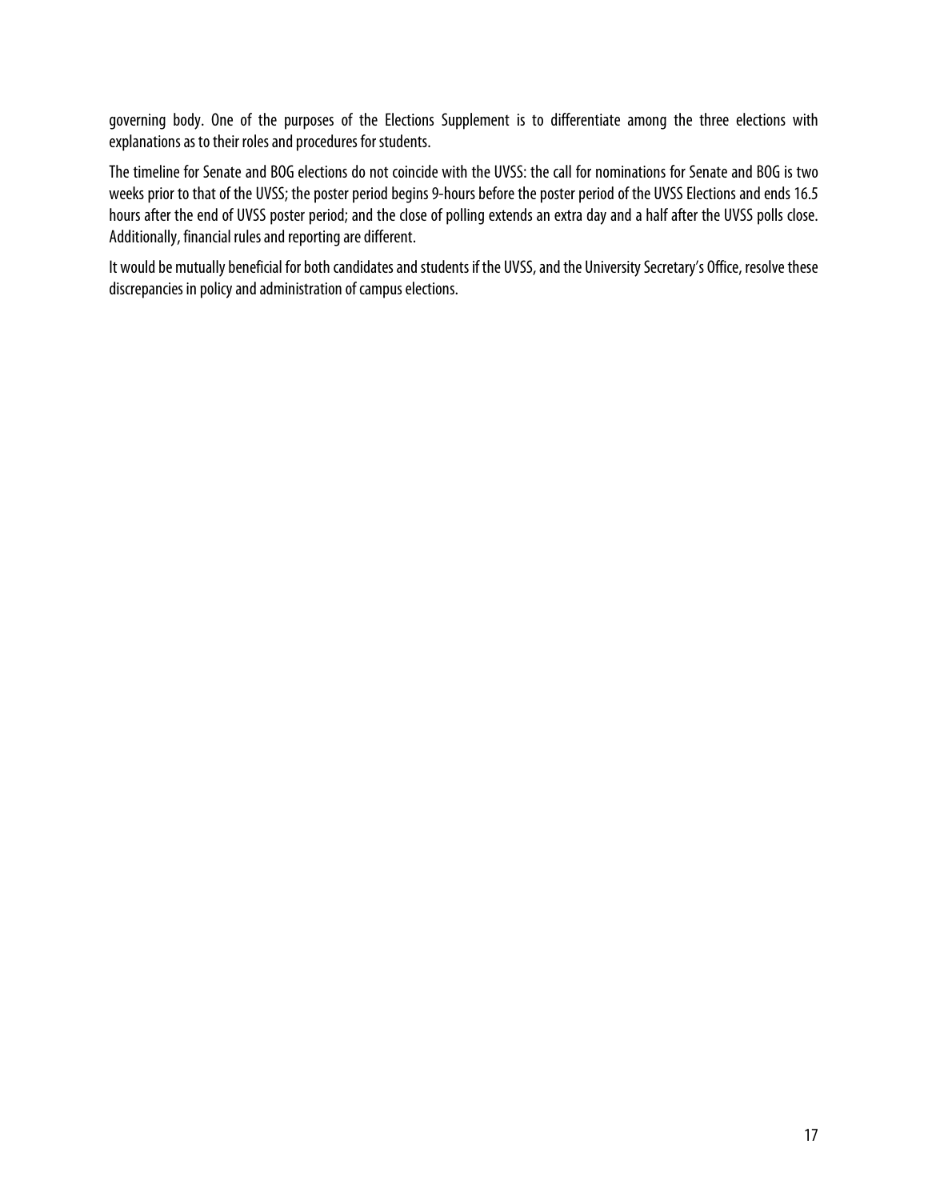governing body. One of the purposes of the Elections Supplement is to differentiate among the three elections with explanations as to their roles and procedures for students.

The timeline for Senate and BOG elections do not coincide with the UVSS: the call for nominations for Senate and BOG is two weeks prior to that of the UVSS; the poster period begins 9-hours before the poster period of the UVSS Elections and ends 16.5 hours after the end of UVSS poster period; and the close of polling extends an extra day and a half after the UVSS polls close. Additionally, financial rules and reporting are different.

It would be mutually beneficial for both candidates and students if the UVSS, and the University Secretary's Office, resolve these discrepancies in policy and administration of campus elections.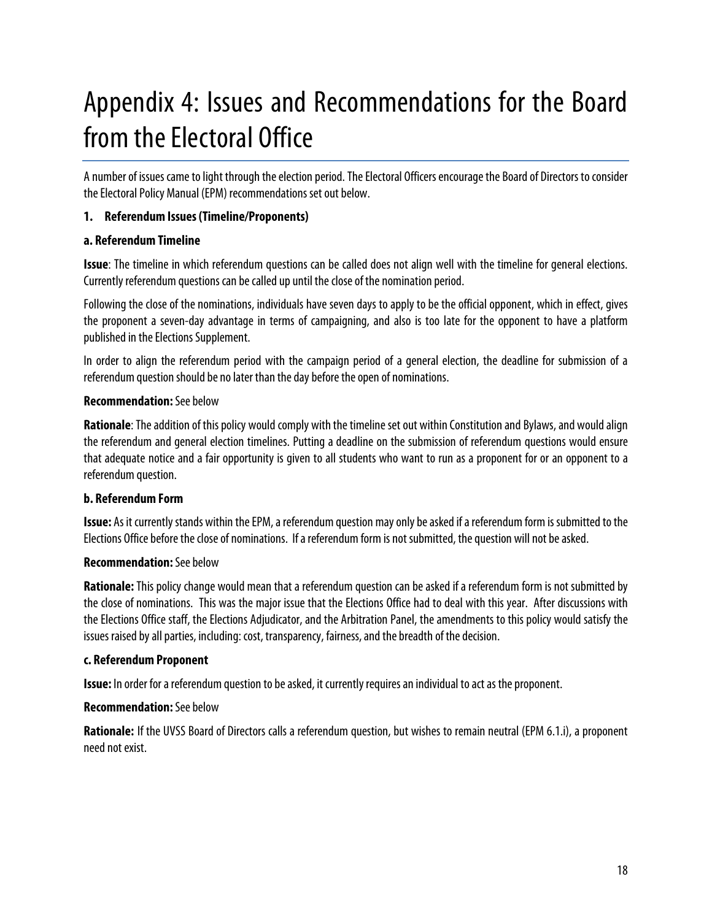# Appendix 4: Issues and Recommendations for the Board from the Electoral Office

A number of issues came to light through the election period. The Electoral Officers encourage the Board of Directors to consider the Electoral Policy Manual (EPM) recommendations set out below.

**1. Referendum Issues (Timeline/Proponents)**

**a. Referendum Timeline**

**Issue**: The timeline in which referendum questions can be called does not align well with the timeline for general elections. Currently referendum questions can be called up until the close of the nomination period.

Following the close of the nominations, individuals have seven days to apply to be the official opponent, which in effect, gives the proponent a seven-day advantage in terms of campaigning, and also is too late for the opponent to have a platform published in the Elections Supplement.

In order to align the referendum period with the campaign period of a general election, the deadline for submission of a referendum question should be no later than the day before the open of nominations.

**Recommendation:** See below

**Rationale**: The addition of this policy would comply with the timeline set out within Constitution and Bylaws, and would align the referendum and general election timelines. Putting a deadline on the submission of referendum questions would ensure that adequate notice and a fair opportunity is given to all students who want to run as a proponent for or an opponent to a referendum question.

**b. Referendum Form**

**Issue:** As it currently stands within the EPM, a referendum question may only be asked if a referendum form is submitted to the Elections Office before the close of nominations. If a referendum form is not submitted, the question will not be asked.

**Recommendation:** See below

**Rationale:** This policy change would mean that a referendum question can be asked if a referendum form is not submitted by the close of nominations. This was the major issue that the Elections Office had to deal with this year. After discussions with the Elections Office staff, the Elections Adjudicator, and the Arbitration Panel, the amendments to this policy would satisfy the issues raised by all parties, including: cost, transparency, fairness, and the breadth of the decision.

**c. Referendum Proponent**

**Issue:** In order for a referendum question to be asked, it currently requires an individual to act as the proponent.

**Recommendation:** See below

**Rationale:** If the UVSS Board of Directors calls a referendum question, but wishes to remain neutral (EPM 6.1.i), a proponent need not exist.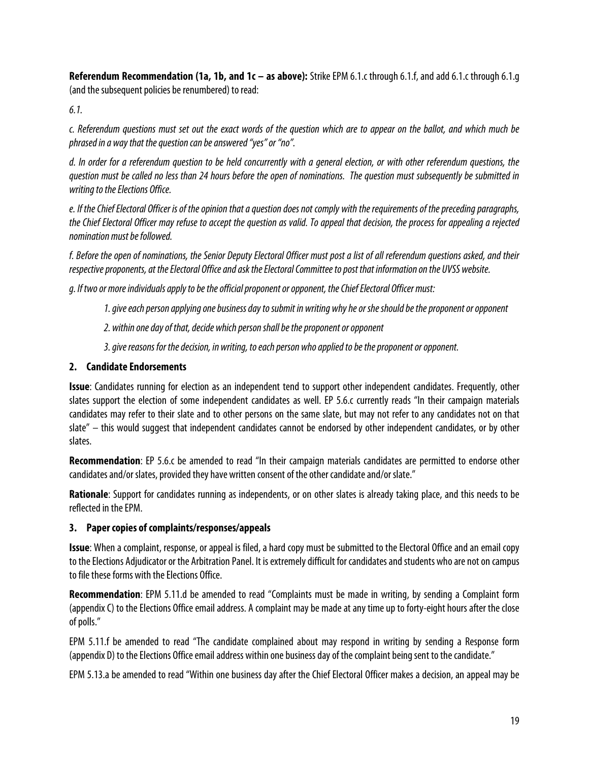**Referendum Recommendation (1a, 1b, and 1c – as above):** Strike EPM 6.1.c through 6.1.f, and add 6.1.c through 6.1.g (and the subsequent policies be renumbered) to read:

*6.1.*

*c. Referendum questions must set out the exact words of the question which are to appear on the ballot, and which much be phrased in a way that the question can be answered "yes" or "no".*

*d. In order for a referendum question to be held concurrently with a general election, or with other referendum questions, the question must be called no less than 24 hours before the open of nominations. The question must subsequently be submitted in writing to the Elections Office.*

*e. If the Chief Electoral Officer is of the opinion that a question does not comply with the requirements of the preceding paragraphs, the Chief Electoral Officer may refuse to accept the question as valid. To appeal that decision, the process for appealing a rejected nomination must be followed.*

*f. Before the open of nominations, the Senior Deputy Electoral Officer must post a list of all referendum questions asked, and their respective proponents, at the Electoral Office and ask the Electoral Committee to post that information on the UVSS website.*

*g. If two or more individuals apply to be the official proponent or opponent, the Chief Electoral Officer must:*

> *1. give each person applying one business day to submit in writing why he or she should be the proponent or opponent*
>
> *2. within one day of that, decide which person shall be the proponent or opponent*
>
> *3. give reasons for the decision, in writing, to each person who applied to be the proponent or opponent.*

### 2. Candidate Endorsements

**Issue**: Candidates running for election as an independent tend to support other independent candidates. Frequently, other slates support the election of some independent candidates as well. EP 5.6.c currently reads "In their campaign materials candidates may refer to their slate and to other persons on the same slate, but may not refer to any candidates not on that slate" – this would suggest that independent candidates cannot be endorsed by other independent candidates, or by other slates.

**Recommendation**: EP 5.6.c be amended to read "In their campaign materials candidates are permitted to endorse other candidates and/or slates, provided they have written consent of the other candidate and/or slate."

**Rationale**: Support for candidates running as independents, or on other slates is already taking place, and this needs to be reflected in the EPM.

### 3. Paper copies of complaints/responses/appeals

**Issue**: When a complaint, response, or appeal is filed, a hard copy must be submitted to the Electoral Office and an email copy to the Elections Adjudicator or the Arbitration Panel. It is extremely difficult for candidates and students who are not on campus to file these forms with the Elections Office.

**Recommendation**: EPM 5.11.d be amended to read "Complaints must be made in writing, by sending a Complaint form (appendix C) to the Elections Office email address. A complaint may be made at any time up to forty-eight hours after the close of polls."

EPM 5.11.f be amended to read "The candidate complained about may respond in writing by sending a Response form (appendix D) to the Elections Office email address within one business day of the complaint being sent to the candidate."

EPM 5.13.a be amended to read "Within one business day after the Chief Electoral Officer makes a decision, an appeal may be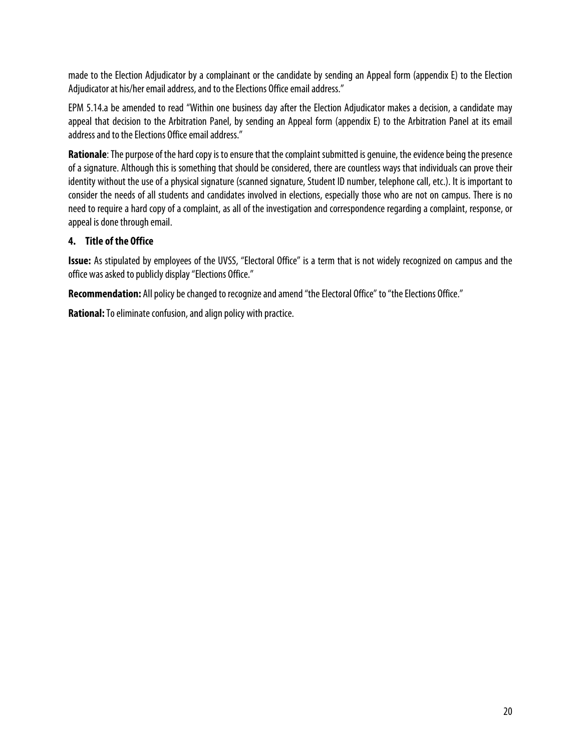made to the Election Adjudicator by a complainant or the candidate by sending an Appeal form (appendix E) to the Election Adjudicator at his/her email address, and to the Elections Office email address."

EPM 5.14.a be amended to read "Within one business day after the Election Adjudicator makes a decision, a candidate may appeal that decision to the Arbitration Panel, by sending an Appeal form (appendix E) to the Arbitration Panel at its email address and to the Elections Office email address."

**Rationale**: The purpose of the hard copy is to ensure that the complaint submitted is genuine, the evidence being the presence of a signature. Although this is something that should be considered, there are countless ways that individuals can prove their identity without the use of a physical signature (scanned signature, Student ID number, telephone call, etc.). It is important to consider the needs of all students and candidates involved in elections, especially those who are not on campus. There is no need to require a hard copy of a complaint, as all of the investigation and correspondence regarding a complaint, response, or appeal is done through email.

### 4. Title of the Office

**Issue:** As stipulated by employees of the UVSS, "Electoral Office" is a term that is not widely recognized on campus and the office was asked to publicly display "Elections Office."

**Recommendation:** All policy be changed to recognize and amend "the Electoral Office" to "the Elections Office."

**Rational:** To eliminate confusion, and align policy with practice.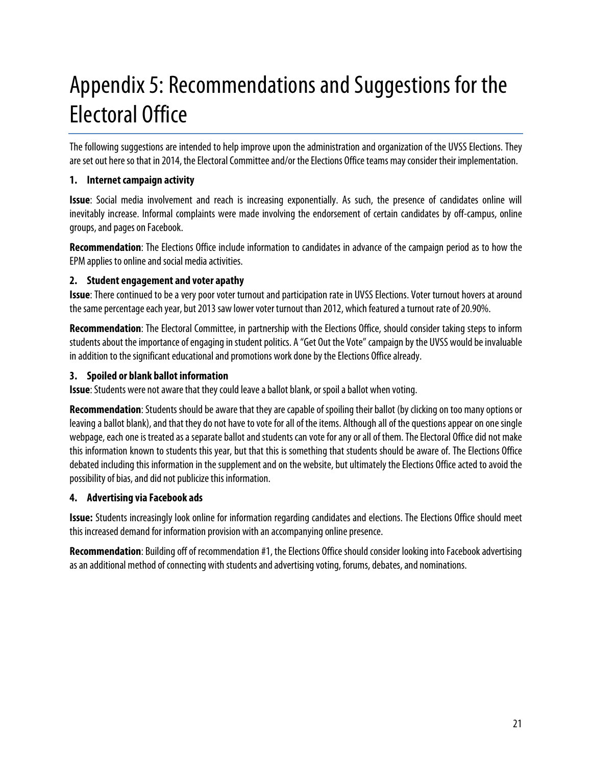# Appendix 5: Recommendations and Suggestions for the Electoral Office

The following suggestions are intended to help improve upon the administration and organization of the UVSS Elections. They are set out here so that in 2014, the Electoral Committee and/or the Elections Office teams may consider their implementation.

**1. Internet campaign activity**

**Issue**: Social media involvement and reach is increasing exponentially. As such, the presence of candidates online will inevitably increase. Informal complaints were made involving the endorsement of certain candidates by off-campus, online groups, and pages on Facebook.

**Recommendation**: The Elections Office include information to candidates in advance of the campaign period as to how the EPM applies to online and social media activities.

**2. Student engagement and voter apathy**

**Issue**: There continued to be a very poor voter turnout and participation rate in UVSS Elections. Voter turnout hovers at around the same percentage each year, but 2013 saw lower voter turnout than 2012, which featured a turnout rate of 20.90%.

**Recommendation**: The Electoral Committee, in partnership with the Elections Office, should consider taking steps to inform students about the importance of engaging in student politics. A "Get Out the Vote" campaign by the UVSS would be invaluable in addition to the significant educational and promotions work done by the Elections Office already.

**3. Spoiled or blank ballot information**

**Issue**: Students were not aware that they could leave a ballot blank, or spoil a ballot when voting.

**Recommendation**: Students should be aware that they are capable of spoiling their ballot (by clicking on too many options or leaving a ballot blank), and that they do not have to vote for all of the items. Although all of the questions appear on one single webpage, each one is treated as a separate ballot and students can vote for any or all of them. The Electoral Office did not make this information known to students this year, but that this is something that students should be aware of. The Elections Office debated including this information in the supplement and on the website, but ultimately the Elections Office acted to avoid the possibility of bias, and did not publicize this information.

**4. Advertising via Facebook ads**

**Issue:** Students increasingly look online for information regarding candidates and elections. The Elections Office should meet this increased demand for information provision with an accompanying online presence.

**Recommendation**: Building off of recommendation #1, the Elections Office should consider looking into Facebook advertising as an additional method of connecting with students and advertising voting, forums, debates, and nominations.